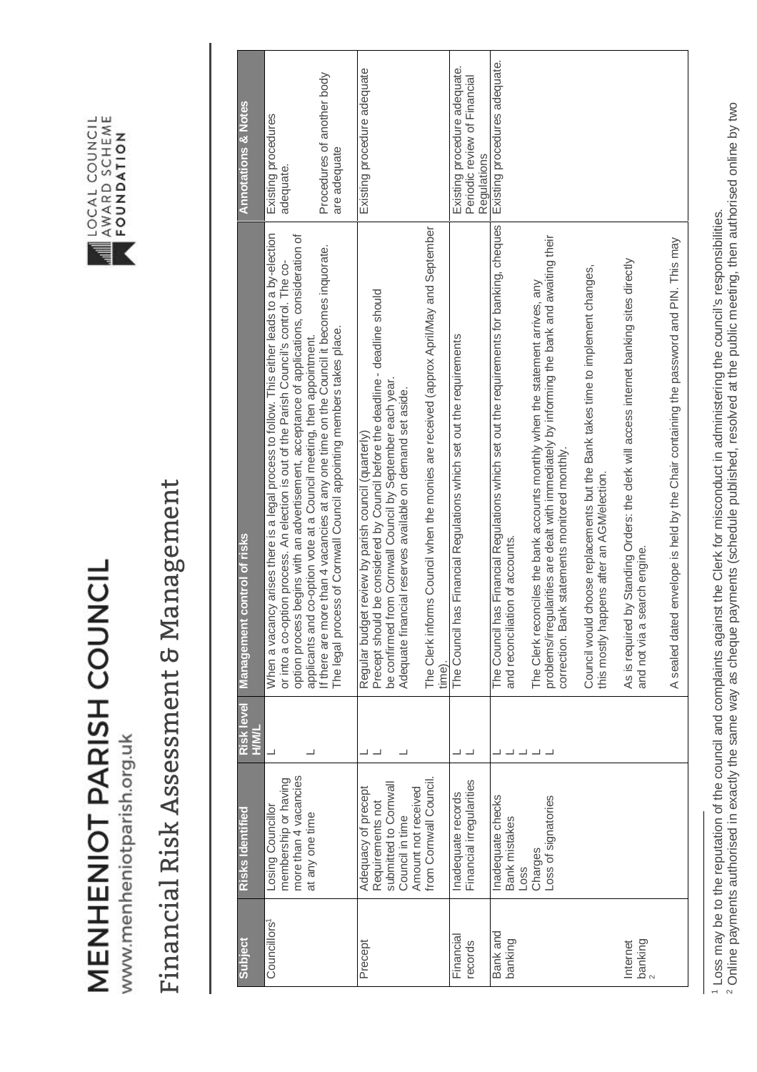# MENHENIOT PARISH COUNCIL

www.menheniotparish.org.uk

LOCAL COUNCIL AWARD SCHEME FOUNDATION

## Financial Risk Assessment & Management

| Subject | Risks Identified | Risk level H/M/L | Management control of risks | Annotations & Notes |
|---|---|---|---|---|
| Councillors[1] | Losing Councillor membership or having more than 4 vacancies at any one time | L<br>L | When a vacancy arises there is a legal process to follow. This either leads to a by-election or into a co-option process. An election is out of the Parish Council's control. The co-option process begins with an advertisement, acceptance of applications, consideration of applicants and co-option vote at a Council meeting, then appointment.<br>If there are more than 4 vacancies at any one time on the Council it becomes inquorate. The legal process of Cornwall Council appointing members takes place. | Existing procedures adequate.<br>Procedures of another body are adequate |
| Precept | Adequacy of precept<br>Requirements not submitted to Cornwall Council in time<br>Amount not received from Cornwall Council. | L<br>L<br>L | Regular budget review by parish council (quarterly)<br>Precept should be considered by Council before the deadline - deadline should be confirmed from Cornwall Council by September each year.<br>Adequate financial reserves available on demand set aside.<br>The Clerk informs Council when the monies are received (approx April/May and September time). | Existing procedure adequate |
| Financial records | Inadequate records<br>Financial irregularities | L<br>L | The Council has Financial Regulations which set out the requirements | Existing procedure adequate. Periodic review of Financial Regulations |
| Bank and banking<br><br>Internet banking[2] | Inadequate checks<br>Bank mistakes<br>Loss<br>Charges<br>Loss of signatories | L<br>L<br>L<br>L<br>L | The Council has Financial Regulations which set out the requirements for banking, cheques and reconciliation of accounts.<br>The Clerk reconciles the bank accounts monthly when the statement arrives, any problems/irregularities are dealt with immediately by informing the bank and awaiting their correction. Bank statements monitored monthly.<br>Council would choose replacements but the Bank takes time to implement changes, this mostly happens after an AGM/election.<br>As is required by Standing Orders: the clerk will access internet banking sites directly and not via a search engine.<br>A sealed dated envelope is held by the Chair containing the password and PIN. This may | Existing procedures adequate. |

[1] Loss may be to the reputation of the council and complaints against the Clerk for misconduct in administering the council's responsibilities.
[2] Online payments authorised in exactly the same way as cheque payments (schedule published, resolved at the public meeting, then authorised online by two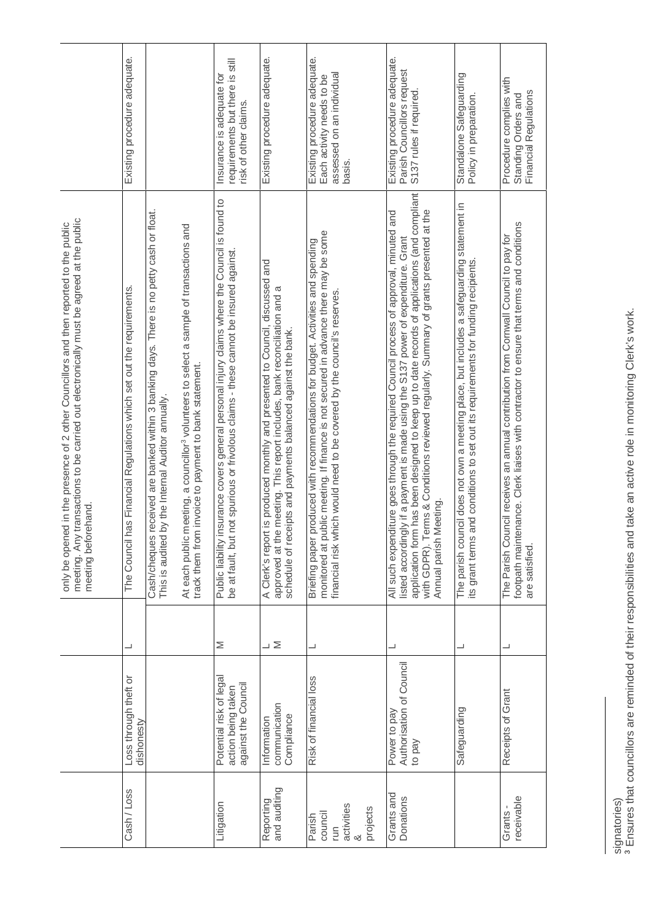| | | | | |
|---|---|---|---|---|
| | | | only be opened in the presence of 2 other Councillors and then reported to the public meeting. Any transactions to be carried out electronically must be agreed at the public meeting beforehand. | |
| Cash / Loss | Loss through theft or dishonesty | L | The Council has Financial Regulations which set out the requirements. | Existing procedure adequate. |
| | | | Cash/cheques received are banked within 3 banking days. There is no petty cash or float. This is audited by the Internal Auditor annually.<br><br>At each public meeting, a councillor[3] volunteers to select a sample of transactions and track them from invoice to payment to bank statement. | |
| Litigation | Potential risk of legal action being taken against the Council | M | Public liability insurance covers general personal injury claims where the Council is found to be at fault, but not spurious or frivolous claims - these cannot be insured against. | Insurance is adequate for requirements but there is still risk of other claims. |
| Reporting and auditing | Information communication Compliance | L M | A Clerk's report is produced monthly and presented to Council, discussed and approved at the meeting. This report includes, bank reconciliation and a schedule of receipts and payments balanced against the bank. | Existing procedure adequate. |
| Parish council run activities & projects | Risk of financial loss | L | Briefing paper produced with recommendations for budget. Activities and spending monitored at public meeting. If finance is not secured in advance there may be some financial risk which would need to be covered by the council's reserves. | Existing procedure adequate. Each activity needs to be assessed on an individual basis. |
| Grants and Donations | Power to pay Authorisation of Council to pay | L | All such expenditure goes through the required Council process of approval, minuted and listed accordingly if a payment is made using the S137 power of expenditure. Grant application form has been designed to keep up to date records of applications (and compliant with GDPR). Terms & Conditions reviewed regularly. Summary of grants presented at the Annual parish Meeting. | Existing procedure adequate. Parish Councillors request S137 rules if required. |
| | Safeguarding | L | The parish council does not own a meeting place, but includes a safeguarding statement in its grant terms and conditions to set out its requirements for funding recipients. | Standalone Safeguarding Policy in preparation. |
| Grants - receivable | Receipts of Grant | L | The Parish Council receives an annual contribution from Cornwall Council to pay for footpath maintenance. Clerk liaises with contractor to ensure that terms and conditions are satisfied. | Procedure complies with Standing Orders and Financial Regulations |

signatories)

[3] Ensures that councillors are reminded of their responsibilities and take an active role in monitoring Clerk's work.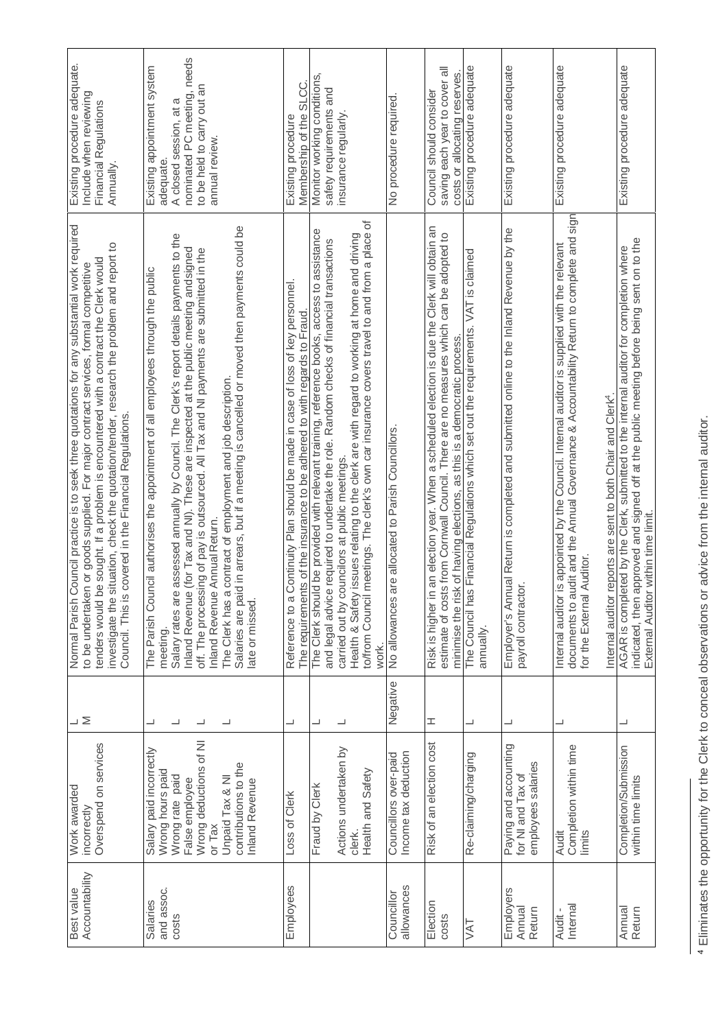| | | | | |
|---|---|---|---|---|
| Best value Accountability | Work awarded incorrectly<br>Overspend on services | L<br>M | Normal Parish Council practice is to seek three quotations for any substantial work required to be undertaken or goods supplied. For major contract services, formal competitive tenders would be sought. If a problem is encountered with a contract the Clerk would investigate the situation, check the quotation/tender, research the problem and report to Council. This is covered in the Financial Regulations. | Existing procedure adequate. Include when reviewing Financial Regulations Annually. |
| Salaries and assoc. costs | Salary paid incorrectly<br>Wrong hours paid<br>Wrong rate paid<br>False employee<br>Wrong deductions of NI or Tax<br>Unpaid Tax & NI contributions to the Inland Revenue | L<br>L<br>L<br>L | The Parish Council authorises the appointment of all employees through the public meeting.<br>Salary rates are assessed annually by Council. The Clerk's report details payments to the Inland Revenue (for Tax and NI). These are inspected at the public meeting andsigned off. The processing of pay is outsourced. All Tax and NI payments are submitted in the Inland Revenue Annual Return.<br>The Clerk has a contract of employment and job description.<br>Salaries are paid in arrears, but if a meeting is cancelled or moved then payments could be late or missed. | Existing appointment system adequate.<br>A closed session, at a nominated PC meeting, needs to be held to carry out an annual review. |
| Employees | Loss of Clerk | L | Reference to a Continuity Plan should be made in case of loss of key personnel.<br>The requirements of the insurance to be adhered to with regards to Fraud. | Existing procedure<br>Membership of the SLCC. |
| | Fraud by Clerk<br><br>Actions undertaken by clerk.<br>Health and Safety | L<br><br>L | The Clerk should be provided with relevant training, reference books, access to assistance and legal advice required to undertake the role. Random checks of financial transactions carried out by councilors at public meetings.<br>Health & Safety issues relating to the clerk are with regard to working at home and driving to/from Council meetings. The clerk's own car insurance covers travel to and from a place of work. | Monitor working conditions, safety requirements and insurance regularly. |
| Councillor allowances | Councillors over-paid<br>Income tax deduction | Negative | No allowances are allocated to Parish Councillors. | No procedure required. |
| Election costs | Risk of an election cost | H | Risk is higher in an election year. When a scheduled election is due the Clerk will obtain an estimate of costs from Cornwall Council. There are no measures which can be adopted to minimise the risk of having elections, as this is a democratic process. | Council should consider saving each year to cover all costs or allocating reserves. |
| VAT | Re-claiming/charging | L | The Council has Financial Regulations which set out the requirements. VAT is claimed annually. | Existing procedure adequate |
| Employers Annual Return | Paying and accounting for NI and Tax of employees salaries | L | Employer's Annual Return is completed and submitted online to the Inland Revenue by the payroll contractor. | Existing procedure adequate |
| Audit - Internal | Audit<br>Completion within time limits | L | Internal auditor is appointed by the Council. Internal auditor is supplied with the relevant documents to audit and the Annual Governance & Accountability Return to complete and sign for the External Auditor.<br><br>Internal auditor reports are sent to both Chair and Clerk[4]. | Existing procedure adequate |
| Annual Return | Completion/Submission within time limits | L | AGAR is completed by the Clerk, submitted to the internal auditor for completion where indicated, then approved and signed off at the public meeting before being sent on to the External Auditor within time limit. | Existing procedure adequate |

[4] Eliminates the opportunity for the Clerk to conceal observations or advice from the internal auditor.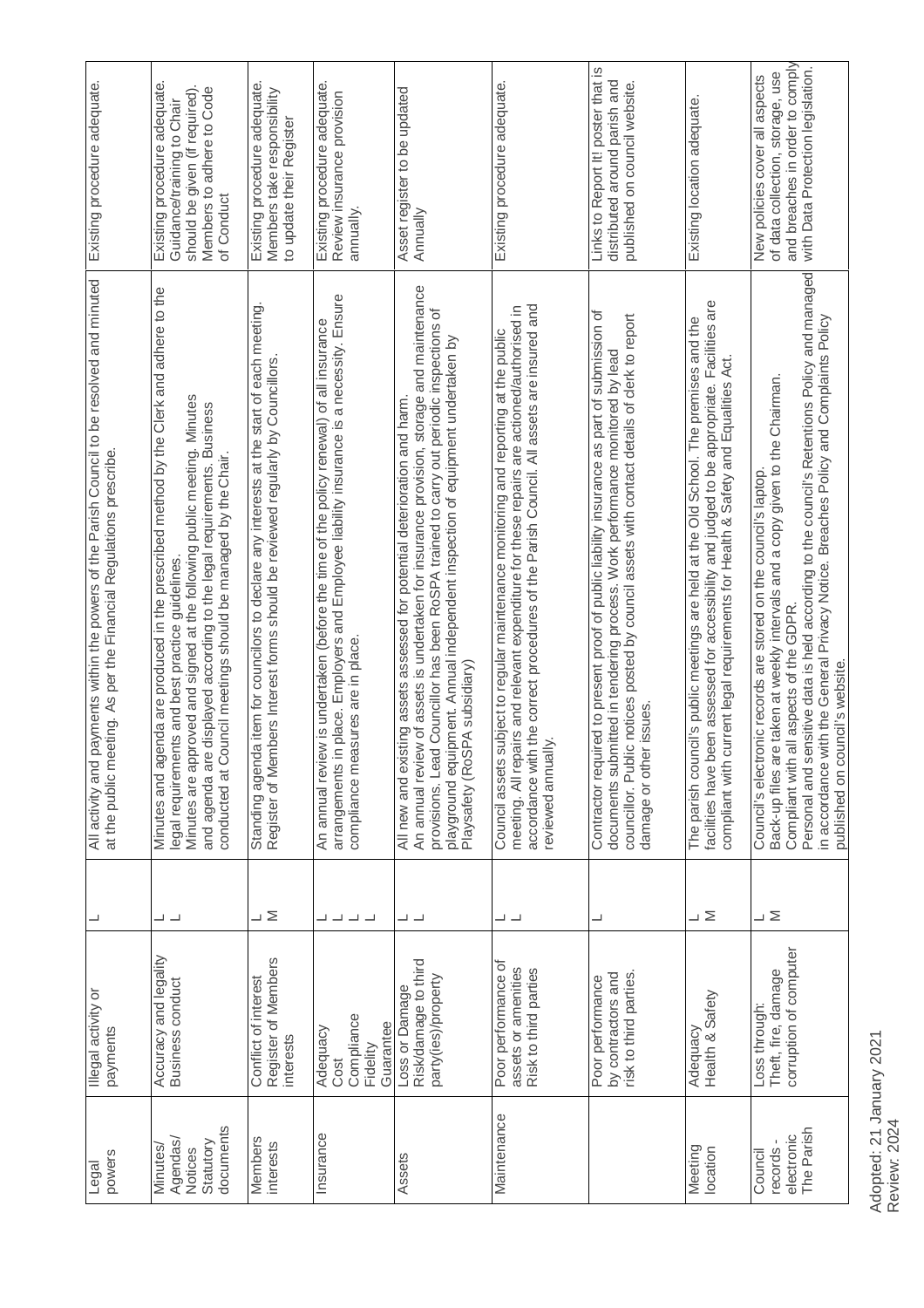| | | | | |
|---|---|---|---|---|
| Legal powers | Illegal activity or payments | L | All activity and payments within the powers of the Parish Council to be resolved and minuted at the public meeting. As per the Financial Regulations prescribe. | Existing procedure adequate. |
| Minutes/ Agendas/ Notices Statutory documents | Accuracy and legality<br>Business conduct | L<br>L | Minutes and agenda are produced in the prescribed method by the Clerk and adhere to the legal requirements and best practice guidelines.<br>Minutes are approved and signed at the following public meeting. Minutes and agenda are displayed according to the legal requirements. Business conducted at Council meetings should be managed by the Chair. | Existing procedure adequate. Guidance/training to Chair should be given (if required). Members to adhere to Code of Conduct |
| Members interests | Conflict of interest<br>Register of Members interests | L<br>M | Standing agenda item for councilors to declare any interests at the start of each meeting. Register of Members Interest forms should be reviewed regularly by Councillors. | Existing procedure adequate. Members take responsibility to update their Register |
| Insurance | Adequacy<br>Cost<br>Compliance<br>Fidelity Guarantee | L<br>L<br>L<br>L | An annual review is undertaken (before the time of the policy renewal) of all insurance arrangements in place. Employers and Employee liability insurance is a necessity. Ensure compliance measures are in place. | Existing procedure adequate. Review insurance provision annually. |
| Assets | Loss or Damage<br>Risk/damage to third party(ies)/property | L<br>L | All new and existing assets assessed for potential deterioration and harm.<br>An annual review of assets is undertaken for insurance provision, storage and maintenance provisions. Lead Councillor has been RoSPA trained to carry out periodic inspections of playground equipment. Annual independent inspection of equipment undertaken by Playsafety (RoSPA subsidiary) | Asset register to be updated Annually |
| Maintenance | Poor performance of assets or amenities<br>Risk to third parties | L<br>L | Council assets subject to regular maintenance monitoring and reporting at the public meeting. All repairs and relevant expenditure for these repairs are actioned/authorised in accordance with the correct procedures of the Parish Council. All assets are insured and reviewed annually. | Existing procedure adequate. |
| | Poor performance by contractors and risk to third parties. | L | Contractor required to present proof of public liability insurance as part of submission of documents submitted in tendering process. Work performance monitored by lead councillor. Public notices posted by council assets with contact details of clerk to report damage or other issues. | Links to Report It! poster that is distributed around parish and published on council website. |
| Meeting location | Adequacy<br>Health & Safety | L<br>M | The parish council's public meetings are held at the Old School. The premises and the facilities have been assessed for accessibility and judged to be appropriate. Facilities are compliant with current legal requirements for Health & Safety and Equalities Act. | Existing location adequate. |
| Council records - electronic The Parish | Loss through:<br>Theft, fire, damage corruption of computer | L<br>M | Council's electronic records are stored on the council's laptop.<br>Back-up files are taken at weekly intervals and a copy given to the Chairman.<br>Compliant with all aspects of the GDPR.<br>Personal and sensitive data is held according to the council's Retentions Policy and managed in accordance with the General Privacy Notice. Breaches Policy and Complaints Policy published on council's website. | New policies cover all aspects of data collection, storage, use and breaches in order to comply with Data Protection legislation. |

Adopted: 21 January 2021
Review: 2024